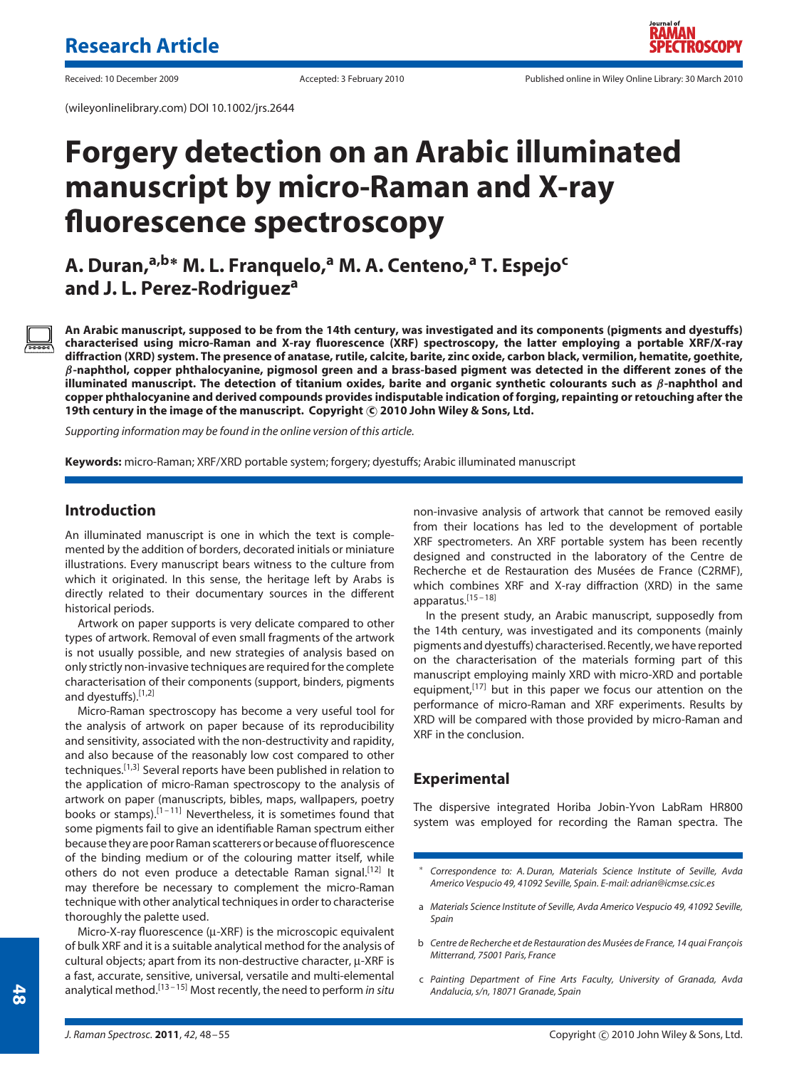Research Article

Received: 10 December 2009 Accepted: 3 February 2010 Published online in Wiley Online Library: 30 March 2010

(wileyonlinelibrary.com) DOI 10.1002/jrs.2644

# Forgery detection on an Arabic illuminated manuscript by micro-Raman and X-ray fluorescence spectroscopy

## A. Duran,[a,b]* M. L. Franquelo,[a] M. A. Centeno,[a] T. Espejo[c] and J. L. Perez-Rodriguez[a]

**An Arabic manuscript, supposed to be from the 14th century, was investigated and its components (pigments and dyestuffs) characterised using micro-Raman and X-ray fluorescence (XRF) spectroscopy, the latter employing a portable XRF/X-ray diffraction (XRD) system. The presence of anatase, rutile, calcite, barite, zinc oxide, carbon black, vermilion, hematite, goethite, $\beta$-naphthol, copper phthalocyanine, pigmosol green and a brass-based pigment was detected in the different zones of the illuminated manuscript. The detection of titanium oxides, barite and organic synthetic colourants such as $\beta$-naphthol and copper phthalocyanine and derived compounds provides indisputable indication of forging, repainting or retouching after the 19th century in the image of the manuscript. Copyright © 2010 John Wiley & Sons, Ltd.**

*Supporting information may be found in the online version of this article.*

**Keywords:** micro-Raman; XRF/XRD portable system; forgery; dyestuffs; Arabic illuminated manuscript

## Introduction

An illuminated manuscript is one in which the text is complemented by the addition of borders, decorated initials or miniature illustrations. Every manuscript bears witness to the culture from which it originated. In this sense, the heritage left by Arabs is directly related to their documentary sources in the different historical periods.

Artwork on paper supports is very delicate compared to other types of artwork. Removal of even small fragments of the artwork is not usually possible, and new strategies of analysis based on only strictly non-invasive techniques are required for the complete characterisation of their components (support, binders, pigments and dyestuffs).[1,2]

Micro-Raman spectroscopy has become a very useful tool for the analysis of artwork on paper because of its reproducibility and sensitivity, associated with the non-destructivity and rapidity, and also because of the reasonably low cost compared to other techniques.[1,3] Several reports have been published in relation to the application of micro-Raman spectroscopy to the analysis of artwork on paper (manuscripts, bibles, maps, wallpapers, poetry books or stamps).[1–11] Nevertheless, it is sometimes found that some pigments fail to give an identifiable Raman spectrum either because they are poor Raman scatterers or because of fluorescence of the binding medium or of the colouring matter itself, while others do not even produce a detectable Raman signal.[12] It may therefore be necessary to complement the micro-Raman technique with other analytical techniques in order to characterise thoroughly the palette used.

Micro-X-ray fluorescence (μ-XRF) is the microscopic equivalent of bulk XRF and it is a suitable analytical method for the analysis of cultural objects; apart from its non-destructive character, μ-XRF is a fast, accurate, sensitive, universal, versatile and multi-elemental analytical method.[13–15] Most recently, the need to perform *in situ* non-invasive analysis of artwork that cannot be removed easily from their locations has led to the development of portable XRF spectrometers. An XRF portable system has been recently designed and constructed in the laboratory of the Centre de Recherche et de Restauration des Musées de France (C2RMF), which combines XRF and X-ray diffraction (XRD) in the same apparatus.[15–18]

In the present study, an Arabic manuscript, supposedly from the 14th century, was investigated and its components (mainly pigments and dyestuffs) characterised. Recently, we have reported on the characterisation of the materials forming part of this manuscript employing mainly XRD with micro-XRD and portable equipment,[17] but in this paper we focus our attention on the performance of micro-Raman and XRF experiments. Results by XRD will be compared with those provided by micro-Raman and XRF in the conclusion.

## Experimental

The dispersive integrated Horiba Jobin-Yvon LabRam HR800 system was employed for recording the Raman spectra. The

---

\* Correspondence to: A. Duran, Materials Science Institute of Seville, Avda Americo Vespucio 49, 41092 Seville, Spain. E-mail: adrian@icmse.csic.es

a Materials Science Institute of Seville, Avda Americo Vespucio 49, 41092 Seville, Spain

b Centre de Recherche et de Restauration des Musées de France, 14 quai François Mitterrand, 75001 Paris, France

c Painting Department of Fine Arts Faculty, University of Granada, Avda Andalucia, s/n, 18071 Granade, Spain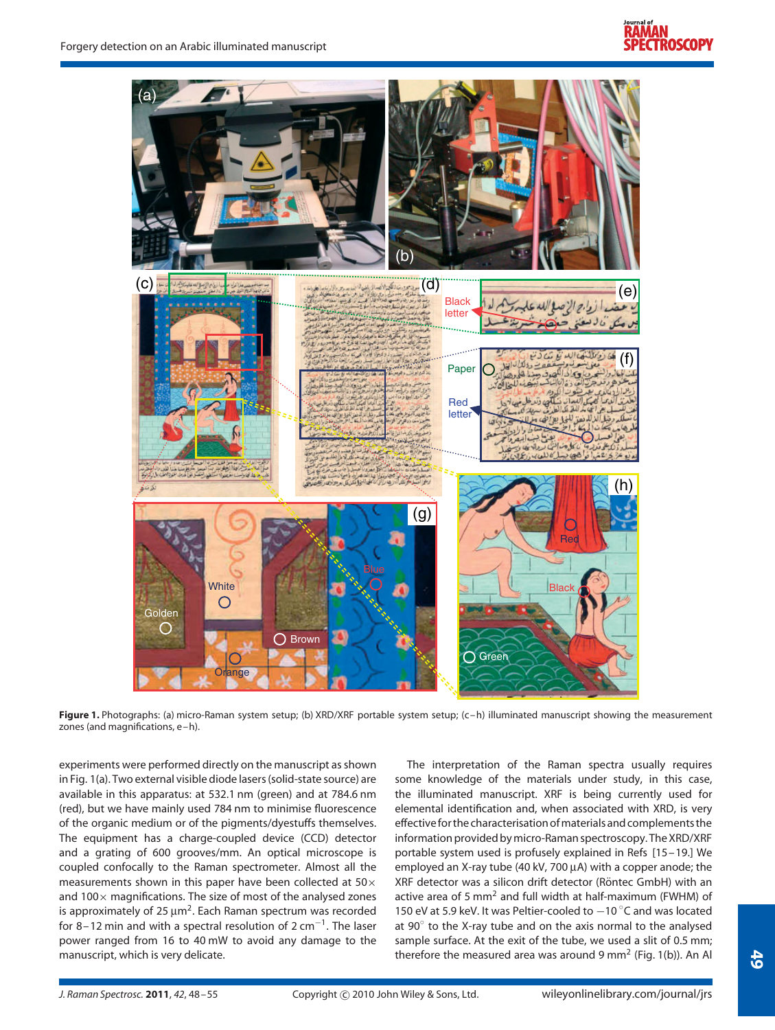**Figure 1.** Photographs: (a) micro-Raman system setup; (b) XRD/XRF portable system setup; (c–h) illuminated manuscript showing the measurement zones (and magnifications, e–h).

experiments were performed directly on the manuscript as shown in Fig. 1(a). Two external visible diode lasers (solid-state source) are available in this apparatus: at 532.1 nm (green) and at 784.6 nm (red), but we have mainly used 784 nm to minimise fluorescence of the organic medium or of the pigments/dyestuffs themselves. The equipment has a charge-coupled device (CCD) detector and a grating of 600 grooves/mm. An optical microscope is coupled confocally to the Raman spectrometer. Almost all the measurements shown in this paper have been collected at 50× and 100× magnifications. The size of most of the analysed zones is approximately of 25 $\mu m^2$. Each Raman spectrum was recorded for 8–12 min and with a spectral resolution of 2 $cm^{-1}$. The laser power ranged from 16 to 40 mW to avoid any damage to the manuscript, which is very delicate.

The interpretation of the Raman spectra usually requires some knowledge of the materials under study, in this case, the illuminated manuscript. XRF is being currently used for elemental identification and, when associated with XRD, is very effective for the characterisation of materials and complements the information provided by micro-Raman spectroscopy. The XRD/XRF portable system used is profusely explained in Refs [15–19.] We employed an X-ray tube (40 kV, 700 μA) with a copper anode; the XRF detector was a silicon drift detector (Röntec GmbH) with an active area of 5 $mm^2$ and full width at half-maximum (FWHM) of 150 eV at 5.9 keV. It was Peltier-cooled to −10 °C and was located at 90° to the X-ray tube and on the axis normal to the analysed sample surface. At the exit of the tube, we used a slit of 0.5 mm; therefore the measured area was around 9 $mm^2$ (Fig. 1(b)). An Al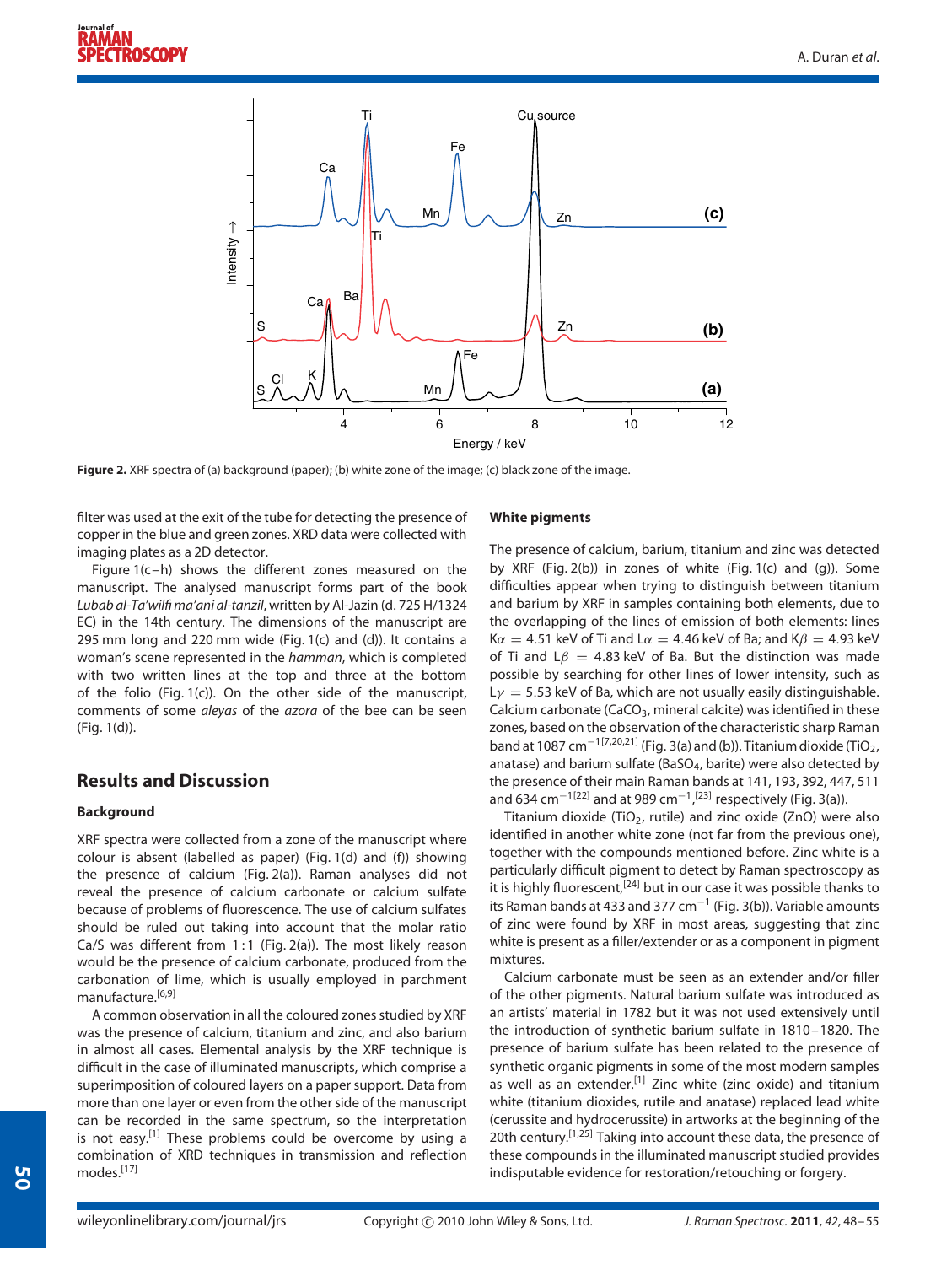Figure 2. XRF spectra of (a) background (paper); (b) white zone of the image; (c) black zone of the image.

filter was used at the exit of the tube for detecting the presence of copper in the blue and green zones. XRD data were collected with imaging plates as a 2D detector.

Figure 1(c–h) shows the different zones measured on the manuscript. The analysed manuscript forms part of the book *Lubab al-Ta'wilfi ma'ani al-tanzil*, written by Al-Jazin (d. 725 H/1324 EC) in the 14th century. The dimensions of the manuscript are 295 mm long and 220 mm wide (Fig. 1(c) and (d)). It contains a woman's scene represented in the *hamman*, which is completed with two written lines at the top and three at the bottom of the folio (Fig. 1(c)). On the other side of the manuscript, comments of some *aleyas* of the *azora* of the bee can be seen (Fig. 1(d)).

## Results and Discussion

### Background

XRF spectra were collected from a zone of the manuscript where colour is absent (labelled as paper) (Fig. 1(d) and (f)) showing the presence of calcium (Fig. 2(a)). Raman analyses did not reveal the presence of calcium carbonate or calcium sulfate because of problems of fluorescence. The use of calcium sulfates should be ruled out taking into account that the molar ratio Ca/S was different from 1 : 1 (Fig. 2(a)). The most likely reason would be the presence of calcium carbonate, produced from the carbonation of lime, which is usually employed in parchment manufacture.[6,9]

A common observation in all the coloured zones studied by XRF was the presence of calcium, titanium and zinc, and also barium in almost all cases. Elemental analysis by the XRF technique is difficult in the case of illuminated manuscripts, which comprise a superimposition of coloured layers on a paper support. Data from more than one layer or even from the other side of the manuscript can be recorded in the same spectrum, so the interpretation is not easy.[1] These problems could be overcome by using a combination of XRD techniques in transmission and reflection modes.[17]

### White pigments

The presence of calcium, barium, titanium and zinc was detected by XRF (Fig. 2(b)) in zones of white (Fig. 1(c) and (g)). Some difficulties appear when trying to distinguish between titanium and barium by XRF in samples containing both elements, due to the overlapping of the lines of emission of both elements: lines $K\alpha = 4.51$ keV of Ti and $L\alpha = 4.46$ keV of Ba; and $K\beta = 4.93$ keV of Ti and $L\beta = 4.83$ keV of Ba. But the distinction was made possible by searching for other lines of lower intensity, such as $L\gamma = 5.53$ keV of Ba, which are not usually easily distinguishable. Calcium carbonate ($CaCO_3$, mineral calcite) was identified in these zones, based on the observation of the characteristic sharp Raman band at 1087 $cm^{-1}$[7,20,21] (Fig. 3(a) and (b)). Titanium dioxide ($TiO_2$, anatase) and barium sulfate ($BaSO_4$, barite) were also detected by the presence of their main Raman bands at 141, 193, 392, 447, 511 and 634 $cm^{-1}$[22] and at 989 $cm^{-1}$,[23] respectively (Fig. 3(a)).

Titanium dioxide ($TiO_2$, rutile) and zinc oxide (ZnO) were also identified in another white zone (not far from the previous one), together with the compounds mentioned before. Zinc white is a particularly difficult pigment to detect by Raman spectroscopy as it is highly fluorescent,[24] but in our case it was possible thanks to its Raman bands at 433 and 377 $cm^{-1}$ (Fig. 3(b)). Variable amounts of zinc were found by XRF in most areas, suggesting that zinc white is present as a filler/extender or as a component in pigment mixtures.

Calcium carbonate must be seen as an extender and/or filler of the other pigments. Natural barium sulfate was introduced as an artists' material in 1782 but it was not used extensively until the introduction of synthetic barium sulfate in 1810–1820. The presence of barium sulfate has been related to the presence of synthetic organic pigments in some of the most modern samples as well as an extender.[1] Zinc white (zinc oxide) and titanium white (titanium dioxides, rutile and anatase) replaced lead white (cerussite and hydrocerussite) in artworks at the beginning of the 20th century.[1,25] Taking into account these data, the presence of these compounds in the illuminated manuscript studied provides indisputable evidence for restoration/retouching or forgery.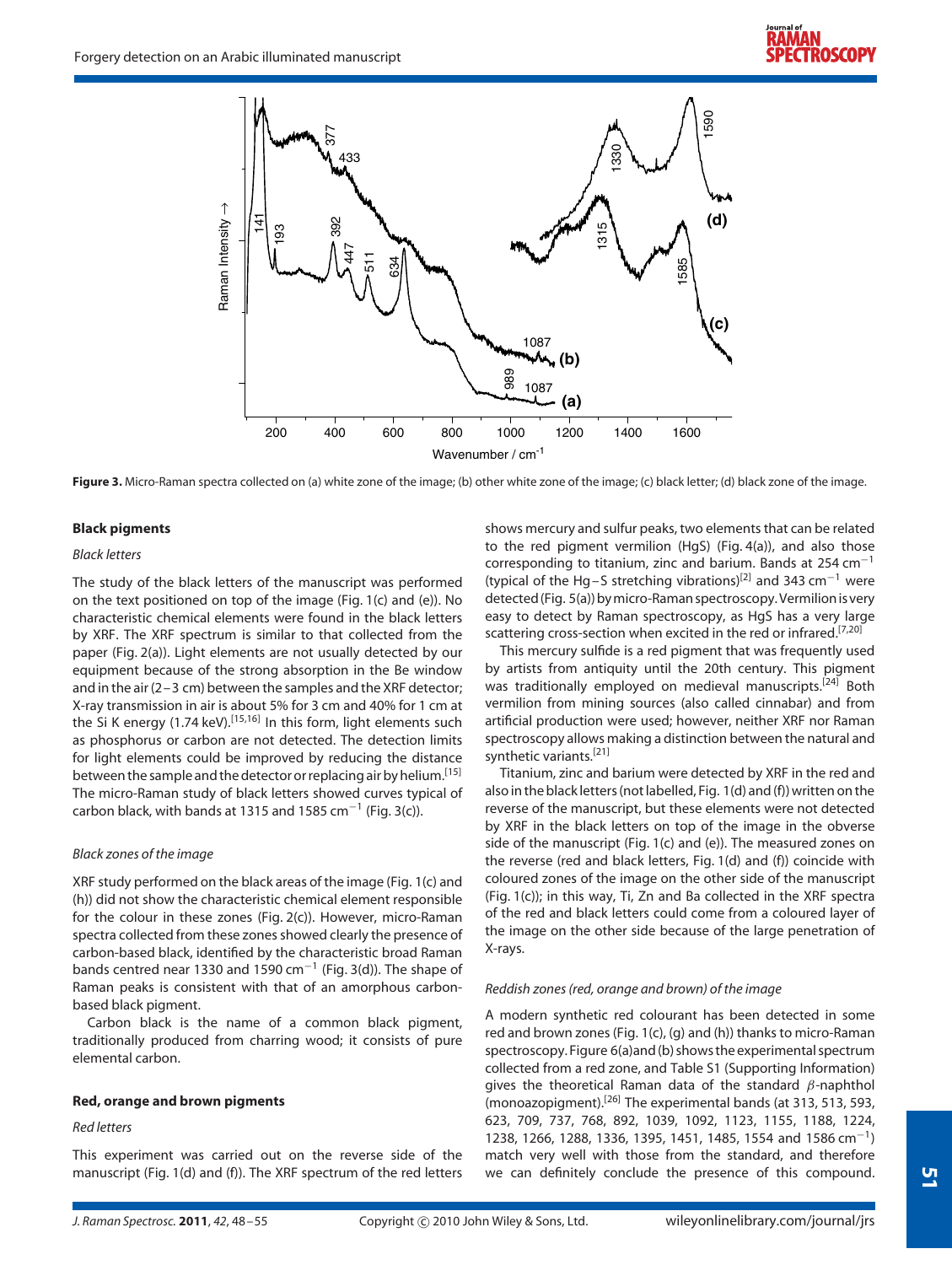Figure 3. Micro-Raman spectra collected on (a) white zone of the image; (b) other white zone of the image; (c) black letter; (d) black zone of the image.

### Black pigments

*Black letters*

The study of the black letters of the manuscript was performed on the text positioned on top of the image (Fig. 1(c) and (e)). No characteristic chemical elements were found in the black letters by XRF. The XRF spectrum is similar to that collected from the paper (Fig. 2(a)). Light elements are not usually detected by our equipment because of the strong absorption in the Be window and in the air (2–3 cm) between the samples and the XRF detector; X-ray transmission in air is about 5% for 3 cm and 40% for 1 cm at the Si K energy (1.74 keV).[15,16] In this form, light elements such as phosphorus or carbon are not detected. The detection limits for light elements could be improved by reducing the distance between the sample and the detector or replacing air by helium.[15] The micro-Raman study of black letters showed curves typical of carbon black, with bands at 1315 and 1585 $cm^{-1}$ (Fig. 3(c)).

*Black zones of the image*

XRF study performed on the black areas of the image (Fig. 1(c) and (h)) did not show the characteristic chemical element responsible for the colour in these zones (Fig. 2(c)). However, micro-Raman spectra collected from these zones showed clearly the presence of carbon-based black, identified by the characteristic broad Raman bands centred near 1330 and 1590 $cm^{-1}$ (Fig. 3(d)). The shape of Raman peaks is consistent with that of an amorphous carbon-based black pigment.

Carbon black is the name of a common black pigment, traditionally produced from charring wood; it consists of pure elemental carbon.

### Red, orange and brown pigments

*Red letters*

This experiment was carried out on the reverse side of the manuscript (Fig. 1(d) and (f)). The XRF spectrum of the red letters shows mercury and sulfur peaks, two elements that can be related to the red pigment vermilion (HgS) (Fig. 4(a)), and also those corresponding to titanium, zinc and barium. Bands at 254 $cm^{-1}$ (typical of the Hg–S stretching vibrations)[2] and 343 $cm^{-1}$ were detected (Fig. 5(a)) by micro-Raman spectroscopy. Vermilion is very easy to detect by Raman spectroscopy, as HgS has a very large scattering cross-section when excited in the red or infrared.[7,20]

This mercury sulfide is a red pigment that was frequently used by artists from antiquity until the 20th century. This pigment was traditionally employed on medieval manuscripts.[24] Both vermilion from mining sources (also called cinnabar) and from artificial production were used; however, neither XRF nor Raman spectroscopy allows making a distinction between the natural and synthetic variants.[21]

Titanium, zinc and barium were detected by XRF in the red and also in the black letters (not labelled, Fig. 1(d) and (f)) written on the reverse of the manuscript, but these elements were not detected by XRF in the black letters on top of the image in the obverse side of the manuscript (Fig. 1(c) and (e)). The measured zones on the reverse (red and black letters, Fig. 1(d) and (f)) coincide with coloured zones of the image on the other side of the manuscript (Fig. 1(c)); in this way, Ti, Zn and Ba collected in the XRF spectra of the red and black letters could come from a coloured layer of the image on the other side because of the large penetration of X-rays.

*Reddish zones (red, orange and brown) of the image*

A modern synthetic red colourant has been detected in some red and brown zones (Fig. 1(c), (g) and (h)) thanks to micro-Raman spectroscopy. Figure 6(a) and (b) shows the experimental spectrum collected from a red zone, and Table S1 (Supporting Information) gives the theoretical Raman data of the standard $\beta$-naphthol (monoazopigment).[26] The experimental bands (at 313, 513, 593, 623, 709, 737, 768, 892, 1039, 1092, 1123, 1155, 1188, 1224, 1238, 1266, 1288, 1336, 1395, 1451, 1485, 1554 and 1586 $cm^{-1}$) match very well with those from the standard, and therefore we can definitely conclude the presence of this compound.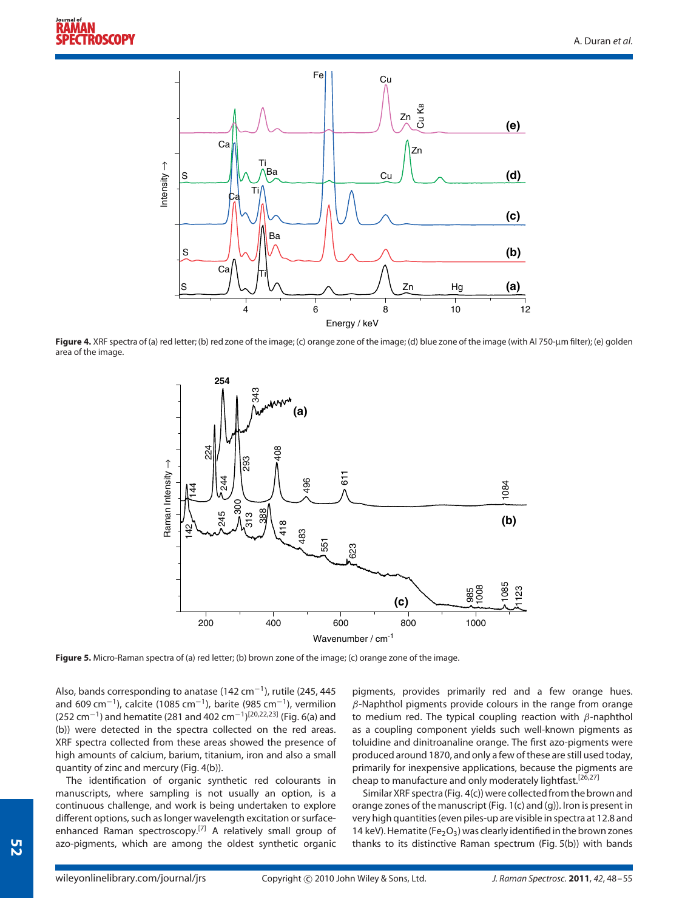**Figure 4.** XRF spectra of (a) red letter; (b) red zone of the image; (c) orange zone of the image; (d) blue zone of the image (with Al 750-μm filter); (e) golden area of the image.

**Figure 5.** Micro-Raman spectra of (a) red letter; (b) brown zone of the image; (c) orange zone of the image.

Also, bands corresponding to anatase (142 cm$^{-1}$), rutile (245, 445 and 609 cm$^{-1}$), calcite (1085 cm$^{-1}$), barite (985 cm$^{-1}$), vermilion (252 cm$^{-1}$) and hematite (281 and 402 cm$^{-1}$)[20,22,23] (Fig. 6(a) and (b)) were detected in the spectra collected on the red areas. XRF spectra collected from these areas showed the presence of high amounts of calcium, barium, titanium, iron and also a small quantity of zinc and mercury (Fig. 4(b)).

The identification of organic synthetic red colourants in manuscripts, where sampling is not usually an option, is a continuous challenge, and work is being undertaken to explore different options, such as longer wavelength excitation or surface-enhanced Raman spectroscopy.[7] A relatively small group of azo-pigments, which are among the oldest synthetic organic pigments, provides primarily red and a few orange hues. $\beta$-Naphthol pigments provide colours in the range from orange to medium red. The typical coupling reaction with $\beta$-naphthol as a coupling component yields such well-known pigments as toluidine and dinitroanaline orange. The first azo-pigments were produced around 1870, and only a few of these are still used today, primarily for inexpensive applications, because the pigments are cheap to manufacture and only moderately lightfast.[26,27]

Similar XRF spectra (Fig. 4(c)) were collected from the brown and orange zones of the manuscript (Fig. 1(c) and (g)). Iron is present in very high quantities (even piles-up are visible in spectra at 12.8 and 14 keV). Hematite ($Fe_2O_3$) was clearly identified in the brown zones thanks to its distinctive Raman spectrum (Fig. 5(b)) with bands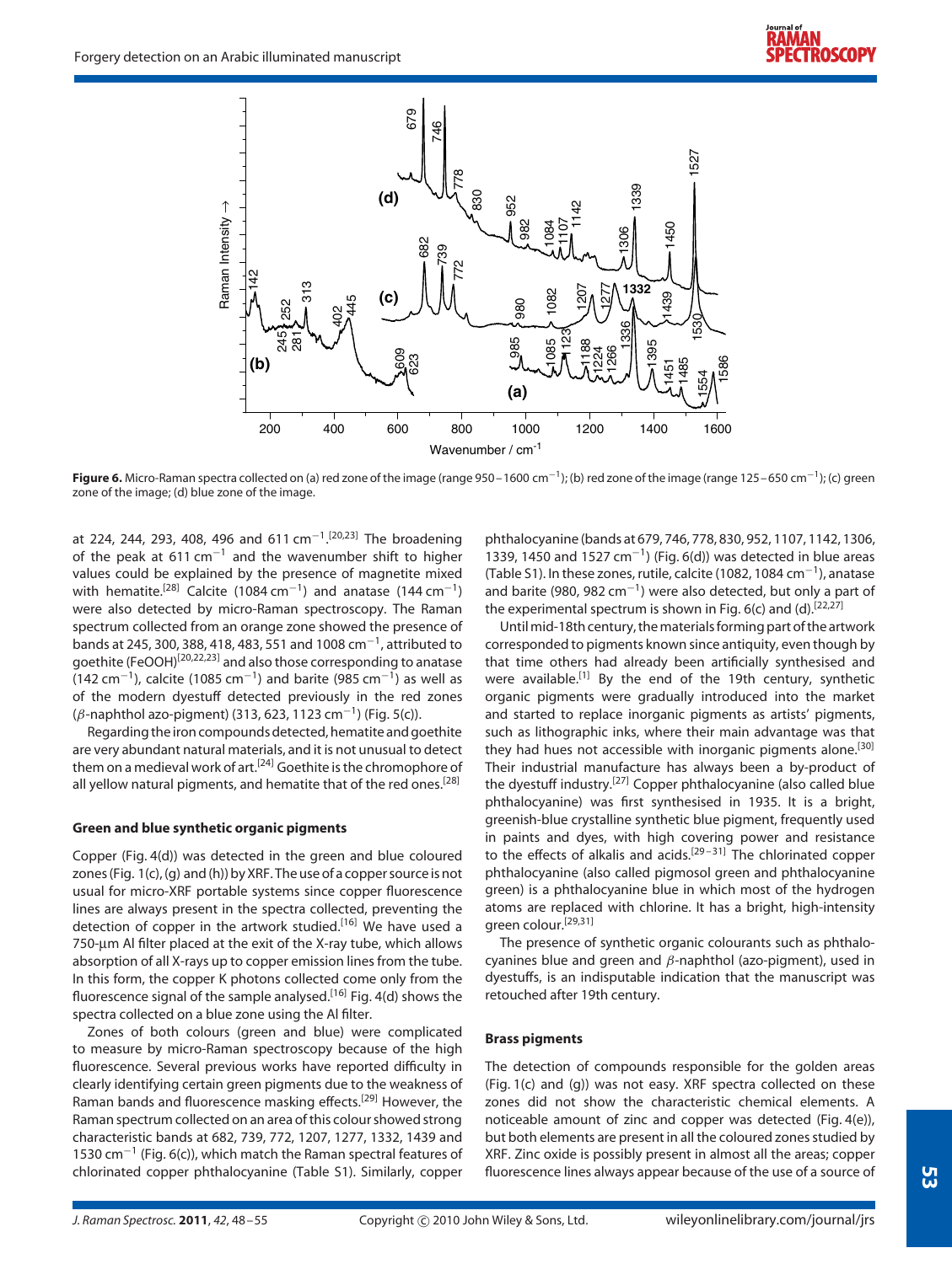**Figure 6.** Micro-Raman spectra collected on (a) red zone of the image (range 950–1600 cm$^{-1}$); (b) red zone of the image (range 125–650 cm$^{-1}$); (c) green zone of the image; (d) blue zone of the image.

at 224, 244, 293, 408, 496 and 611 cm$^{-1}$.[20,23] The broadening of the peak at 611 cm$^{-1}$ and the wavenumber shift to higher values could be explained by the presence of magnetite mixed with hematite.[28] Calcite (1084 cm$^{-1}$) and anatase (144 cm$^{-1}$) were also detected by micro-Raman spectroscopy. The Raman spectrum collected from an orange zone showed the presence of bands at 245, 300, 388, 418, 483, 551 and 1008 cm$^{-1}$, attributed to goethite (FeOOH)[20,22,23] and also those corresponding to anatase (142 cm$^{-1}$), calcite (1085 cm$^{-1}$) and barite (985 cm$^{-1}$) as well as of the modern dyestuff detected previously in the red zones ($\beta$-naphthol azo-pigment) (313, 623, 1123 cm$^{-1}$) (Fig. 5(c)).

Regarding the iron compounds detected, hematite and goethite are very abundant natural materials, and it is not unusual to detect them on a medieval work of art.[24] Goethite is the chromophore of all yellow natural pigments, and hematite that of the red ones.[28]

### Green and blue synthetic organic pigments

Copper (Fig. 4(d)) was detected in the green and blue coloured zones (Fig. 1(c), (g) and (h)) by XRF. The use of a copper source is not usual for micro-XRF portable systems since copper fluorescence lines are always present in the spectra collected, preventing the detection of copper in the artwork studied.[16] We have used a 750-µm Al filter placed at the exit of the X-ray tube, which allows absorption of all X-rays up to copper emission lines from the tube. In this form, the copper K photons collected come only from the fluorescence signal of the sample analysed.[16] Fig. 4(d) shows the spectra collected on a blue zone using the Al filter.

Zones of both colours (green and blue) were complicated to measure by micro-Raman spectroscopy because of the high fluorescence. Several previous works have reported difficulty in clearly identifying certain green pigments due to the weakness of Raman bands and fluorescence masking effects.[29] However, the Raman spectrum collected on an area of this colour showed strong characteristic bands at 682, 739, 772, 1207, 1277, 1332, 1439 and 1530 cm$^{-1}$ (Fig. 6(c)), which match the Raman spectral features of chlorinated copper phthalocyanine (Table S1). Similarly, copper phthalocyanine (bands at 679, 746, 778, 830, 952, 1107, 1142, 1306, 1339, 1450 and 1527 cm$^{-1}$) (Fig. 6(d)) was detected in blue areas (Table S1). In these zones, rutile, calcite (1082, 1084 cm$^{-1}$), anatase and barite (980, 982 cm$^{-1}$) were also detected, but only a part of the experimental spectrum is shown in Fig. 6(c) and (d).[22,27]

Until mid-18th century, the materials forming part of the artwork corresponded to pigments known since antiquity, even though by that time others had already been artificially synthesised and were available.[1] By the end of the 19th century, synthetic organic pigments were gradually introduced into the market and started to replace inorganic pigments as artists' pigments, such as lithographic inks, where their main advantage was that they had hues not accessible with inorganic pigments alone.[30] Their industrial manufacture has always been a by-product of the dyestuff industry.[27] Copper phthalocyanine (also called blue phthalocyanine) was first synthesised in 1935. It is a bright, greenish-blue crystalline synthetic blue pigment, frequently used in paints and dyes, with high covering power and resistance to the effects of alkalis and acids.[29–31] The chlorinated copper phthalocyanine (also called pigmosol green and phthalocyanine green) is a phthalocyanine blue in which most of the hydrogen atoms are replaced with chlorine. It has a bright, high-intensity green colour.[29,31]

The presence of synthetic organic colourants such as phthalocyanines blue and green and $\beta$-naphthol (azo-pigment), used in dyestuffs, is an indisputable indication that the manuscript was retouched after 19th century.

### Brass pigments

The detection of compounds responsible for the golden areas (Fig. 1(c) and (g)) was not easy. XRF spectra collected on these zones did not show the characteristic chemical elements. A noticeable amount of zinc and copper was detected (Fig. 4(e)), but both elements are present in all the coloured zones studied by XRF. Zinc oxide is possibly present in almost all the areas; copper fluorescence lines always appear because of the use of a source of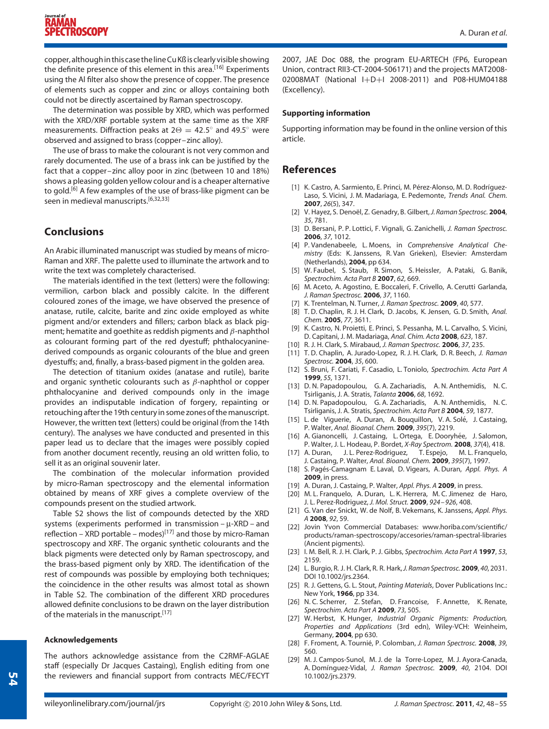copper, although in this case the line Cu Kß is clearly visible showing the definite presence of this element in this area.[16] Experiments using the Al filter also show the presence of copper. The presence of elements such as copper and zinc or alloys containing both could not be directly ascertained by Raman spectroscopy.

The determination was possible by XRD, which was performed with the XRD/XRF portable system at the same time as the XRF measurements. Diffraction peaks at $2\Theta = 42.5^\circ$ and $49.5^\circ$ were observed and assigned to brass (copper–zinc alloy).

The use of brass to make the colourant is not very common and rarely documented. The use of a brass ink can be justified by the fact that a copper–zinc alloy poor in zinc (between 10 and 18%) shows a pleasing golden yellow colour and is a cheaper alternative to gold.[6] A few examples of the use of brass-like pigment can be seen in medieval manuscripts.[6,32,33]

## Conclusions

An Arabic illuminated manuscript was studied by means of micro-Raman and XRF. The palette used to illuminate the artwork and to write the text was completely characterised.

The materials identified in the text (letters) were the following: vermilion, carbon black and possibly calcite. In the different coloured zones of the image, we have observed the presence of anatase, rutile, calcite, barite and zinc oxide employed as white pigment and/or extenders and fillers; carbon black as black pigment; hematite and goethite as reddish pigments and $\beta$-naphthol as colourant forming part of the red dyestuff; phthalocyanine-derived compounds as organic colourants of the blue and green dyestuffs; and, finally, a brass-based pigment in the golden area.

The detection of titanium oxides (anatase and rutile), barite and organic synthetic colourants such as $\beta$-naphthol or copper phthalocyanine and derived compounds only in the image provides an indisputable indication of forgery, repainting or retouching after the 19th century in some zones of the manuscript. However, the written text (letters) could be original (from the 14th century). The analyses we have conducted and presented in this paper lead us to declare that the images were possibly copied from another document recently, reusing an old written folio, to sell it as an original souvenir later.

The combination of the molecular information provided by micro-Raman spectroscopy and the elemental information obtained by means of XRF gives a complete overview of the compounds present on the studied artwork.

Table S2 shows the list of compounds detected by the XRD systems (experiments performed in transmission – μ-XRD – and reflection – XRD portable – modes)[17] and those by micro-Raman spectroscopy and XRF. The organic synthetic colourants and the black pigments were detected only by Raman spectroscopy, and the brass-based pigment only by XRD. The identification of the rest of compounds was possible by employing both techniques; the coincidence in the other results was almost total as shown in Table S2. The combination of the different XRD procedures allowed definite conclusions to be drawn on the layer distribution of the materials in the manuscript.[17]

### Acknowledgements

The authors acknowledge assistance from the C2RMF-AGLAE staff (especially Dr Jacques Castaing), English editing from one the reviewers and financial support from contracts MEC/FECYT 2007, JAE Doc 088, the program EU-ARTECH (FP6, European Union, contract RII3-CT-2004-506171) and the projects MAT2008-02008MAT (National I+D+I 2008-2011) and P08-HUM04188 (Excellency).

### Supporting information

Supporting information may be found in the online version of this article.

## References

[1] K. Castro, A. Sarmiento, E. Princi, M. Pérez-Alonso, M. D. Rodríguez-Laso, S. Vicini, J. M. Madariaga, E. Pedemonte, *Trends Anal. Chem.* **2007**, *26*(5), 347.

[2] V. Hayez, S. Denoël, Z. Genadry, B. Gilbert, *J. Raman Spectrosc.* **2004**, *35*, 781.

[3] D. Bersani, P. P. Lottici, F. Vignali, G. Zanichelli, *J. Raman Spectrosc.* **2006**, *37*, 1012.

[4] P. Vandenabeele, L. Moens, in *Comprehensive Analytical Chemistry* (Eds: K. Janssens, R. Van Grieken), Elsevier: Amsterdam (Netherlands), **2004**, pp 634.

[5] W. Faubel, S. Staub, R. Simon, S. Heissler, A. Pataki, G. Banik, *Spectrochim. Acta Part B* **2007**, *62*, 669.

[6] M. Aceto, A. Agostino, E. Boccaleri, F. Crivello, A. Cerutti Garlanda, *J. Raman Spectrosc.* **2006**, *37*, 1160.

[7] K. Trentelman, N. Turner, *J. Raman Spectrosc.* **2009**, *40*, 577.

[8] T. D. Chaplin, R. J. H. Clark, D. Jacobs, K. Jensen, G. D. Smith, *Anal. Chem.* **2005**, *77*, 3611.

[9] K. Castro, N. Proietti, E. Princi, S. Pessanha, M. L. Carvalho, S. Vicini, D. Capitani, J. M. Madariaga, *Anal. Chim. Acta* **2008**, *623*, 187.

[10] R. J. H. Clark, S. Mirabaud, *J. Raman Spectrosc.* **2006**, *37*, 235.

[11] T. D. Chaplin, A. Jurado-Lopez, R. J. H. Clark, D. R. Beech, *J. Raman Spectrosc.* **2004**, *35*, 600.

[12] S. Bruni, F. Cariati, F. Casadio, L. Toniolo, *Spectrochim. Acta Part A* **1999**, *55*, 1371.

[13] D. N. Papadopoulou, G. A. Zachariadis, A. N. Anthemidis, N. C. Tsirliganis, J. A. Stratis, *Talanta* **2006**, *68*, 1692.

[14] D. N. Papadopoulou, G. A. Zachariadis, A. N. Anthemidis, N. C. Tsirliganis, J. A. Stratis, *Spectrochim. Acta Part B* **2004**, *59*, 1877.

[15] L. de Viguerie, A. Duran, A. Bouquillon, V. A. Solé, J. Castaing, P. Walter, *Anal. Bioanal. Chem.* **2009**, *395*(7), 2219.

[16] A. Gianoncelli, J. Castaing, L. Ortega, E. Dooryhée, J. Salomon, P. Walter, J. L. Hodeau, P. Bordet, *X-Ray Spectrom.* **2008**, *37*(4), 418.

[17] A. Duran, J. L. Perez-Rodriguez, T. Espejo, M. L. Franquelo, J. Castaing, P. Walter, *Anal. Bioanal. Chem.* **2009**, *395*(7), 1997.

[18] S. Pagés-Camagnam E. Laval, D. Vigears, A. Duran, *Appl. Phys. A* **2009**, in press.

[19] A. Duran, J. Castaing, P. Walter, *Appl. Phys. A* **2009**, in press.

[20] M. L. Franquelo, A. Duran, L. K. Herrera, M. C. Jimenez de Haro, J. L. Perez-Rodriguez, *J. Mol. Struct.* **2009**, *924–926*, 408.

[21] G. Van der Snickt, W. de Nolf, B. Vekemans, K. Janssens, *Appl. Phys. A* **2008**, *92*, 59.

[22] Jovin Yvon Commercial Databases: www.horiba.com/scientific/products/raman-spectroscopy/accesories/raman-spectral-libraries (Ancient pigments).

[23] I. M. Bell, R. J. H. Clark, P. J. Gibbs, *Spectrochim. Acta Part A* **1997**, *53*, 2159.

[24] L. Burgio, R. J. H. Clark, R. R. Hark, *J. Raman Spectrosc.* **2009**, *40*, 2031. DOI 10.1002/jrs.2364.

[25] R. J. Gettens, G. L. Stout, *Painting Materials*, Dover Publications Inc.: New York, **1966**, pp 334.

[26] N. C. Scherrer, Z. Stefan, D. Francoise, F. Annette, K. Renate, *Spectrochim. Acta Part A* **2009**, *73*, 505.

[27] W. Herbst, K. Hunger, *Industrial Organic Pigments: Production, Properties and Applications* (3rd edn), Wiley-VCH: Weinheim, Germany, **2004**, pp 630.

[28] F. Froment, A. Tournié, P. Colomban, *J. Raman Spectrosc.* **2008**, *39*, 560.

[29] M. J. Campos-Sunol, M. J. de la Torre-Lopez, M. J. Ayora-Canada, A. Domínguez-Vidal, *J. Raman Spectrosc.* **2009**, *40*, 2104. DOI 10.1002/jrs.2379.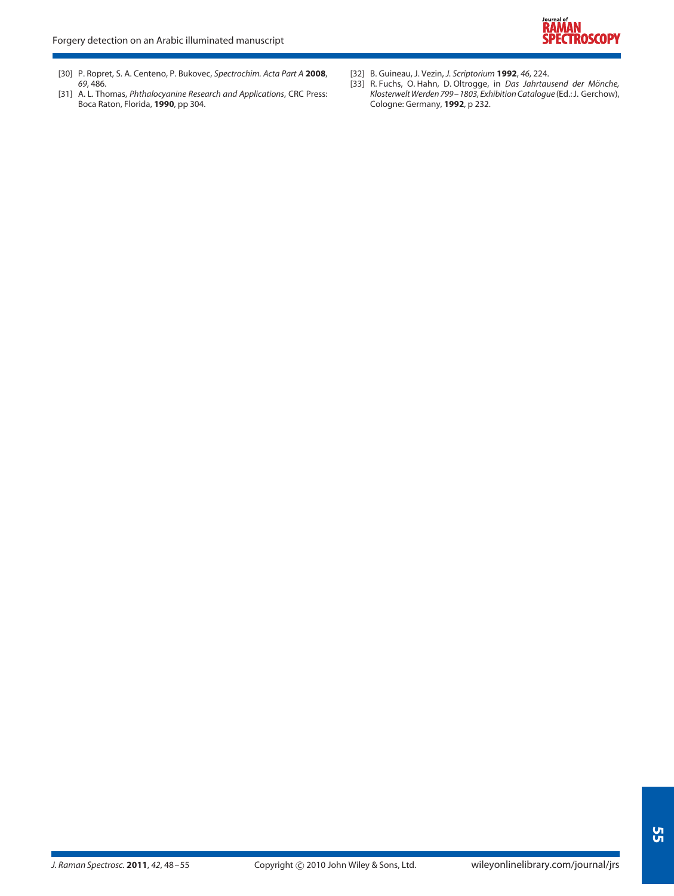[30] P. Ropret, S. A. Centeno, P. Bukovec, *Spectrochim. Acta Part A* **2008**, *69*, 486.

[31] A. L. Thomas, *Phthalocyanine Research and Applications*, CRC Press: Boca Raton, Florida, **1990**, pp 304.

[32] B. Guineau, J. Vezin, *J. Scriptorium* **1992**, *46*, 224.

[33] R. Fuchs, O. Hahn, D. Oltrogge, in *Das Jahrtausend der Mönche, Klosterwelt Werden 799–1803, Exhibition Catalogue* (Ed.: J. Gerchow), Cologne: Germany, **1992**, p 232.